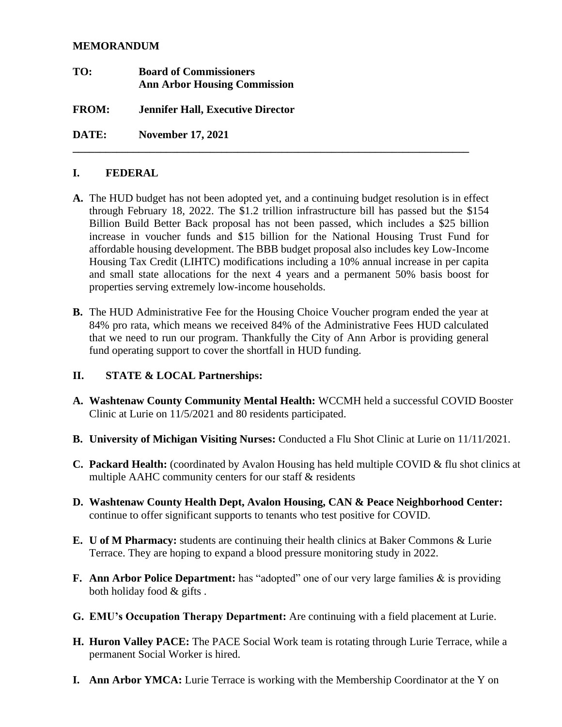**MEMORANDUM**

**TO:** **Board of Commissioners**
**Ann Arbor Housing Commission**

**FROM:** **Jennifer Hall, Executive Director**

**DATE:** **November 17, 2021**

---

## I. FEDERAL

**A.** The HUD budget has not been adopted yet, and a continuing budget resolution is in effect through February 18, 2022. The $1.2 trillion infrastructure bill has passed but the $154 Billion Build Better Back proposal has not been passed, which includes a $25 billion increase in voucher funds and $15 billion for the National Housing Trust Fund for affordable housing development. The BBB budget proposal also includes key Low-Income Housing Tax Credit (LIHTC) modifications including a 10% annual increase in per capita and small state allocations for the next 4 years and a permanent 50% basis boost for properties serving extremely low-income households.

**B.** The HUD Administrative Fee for the Housing Choice Voucher program ended the year at 84% pro rata, which means we received 84% of the Administrative Fees HUD calculated that we need to run our program. Thankfully the City of Ann Arbor is providing general fund operating support to cover the shortfall in HUD funding.

## II. STATE & LOCAL Partnerships:

**A. Washtenaw County Community Mental Health:** WCCMH held a successful COVID Booster Clinic at Lurie on 11/5/2021 and 80 residents participated.

**B. University of Michigan Visiting Nurses:** Conducted a Flu Shot Clinic at Lurie on 11/11/2021.

**C. Packard Health:** (coordinated by Avalon Housing has held multiple COVID & flu shot clinics at multiple AAHC community centers for our staff & residents

**D. Washtenaw County Health Dept, Avalon Housing, CAN & Peace Neighborhood Center:** continue to offer significant supports to tenants who test positive for COVID.

**E. U of M Pharmacy:** students are continuing their health clinics at Baker Commons & Lurie Terrace. They are hoping to expand a blood pressure monitoring study in 2022.

**F. Ann Arbor Police Department:** has "adopted" one of our very large families & is providing both holiday food & gifts .

**G. EMU's Occupation Therapy Department:** Are continuing with a field placement at Lurie.

**H. Huron Valley PACE:** The PACE Social Work team is rotating through Lurie Terrace, while a permanent Social Worker is hired.

**I. Ann Arbor YMCA:** Lurie Terrace is working with the Membership Coordinator at the Y on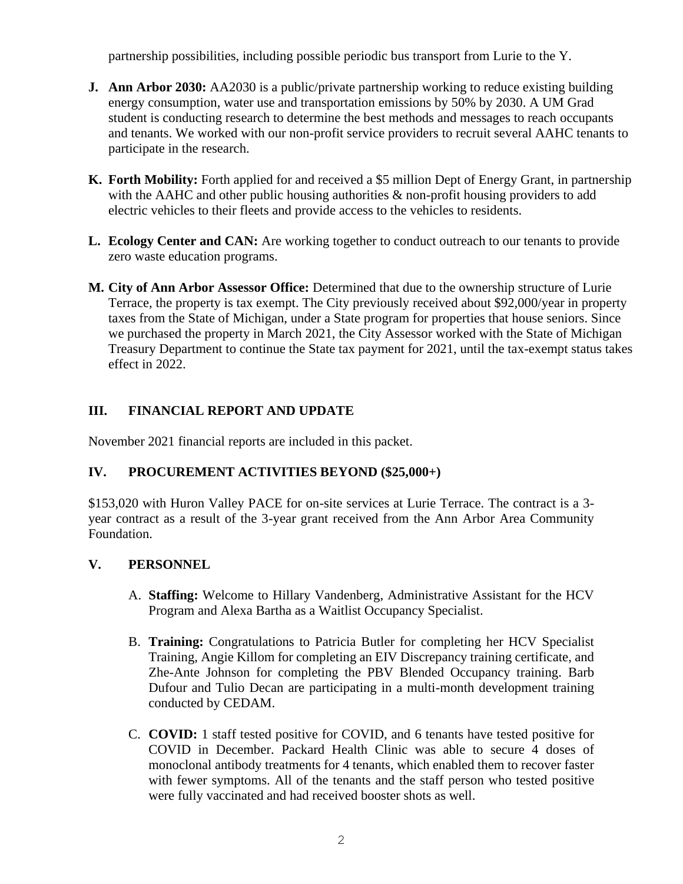partnership possibilities, including possible periodic bus transport from Lurie to the Y.

**J. Ann Arbor 2030:** AA2030 is a public/private partnership working to reduce existing building energy consumption, water use and transportation emissions by 50% by 2030. A UM Grad student is conducting research to determine the best methods and messages to reach occupants and tenants. We worked with our non-profit service providers to recruit several AAHC tenants to participate in the research.

**K. Forth Mobility:** Forth applied for and received a $5 million Dept of Energy Grant, in partnership with the AAHC and other public housing authorities & non-profit housing providers to add electric vehicles to their fleets and provide access to the vehicles to residents.

**L. Ecology Center and CAN:** Are working together to conduct outreach to our tenants to provide zero waste education programs.

**M. City of Ann Arbor Assessor Office:** Determined that due to the ownership structure of Lurie Terrace, the property is tax exempt. The City previously received about $92,000/year in property taxes from the State of Michigan, under a State program for properties that house seniors. Since we purchased the property in March 2021, the City Assessor worked with the State of Michigan Treasury Department to continue the State tax payment for 2021, until the tax-exempt status takes effect in 2022.

## III. FINANCIAL REPORT AND UPDATE

November 2021 financial reports are included in this packet.

## IV. PROCUREMENT ACTIVITIES BEYOND ($25,000+)

$153,020 with Huron Valley PACE for on-site services at Lurie Terrace. The contract is a 3-year contract as a result of the 3-year grant received from the Ann Arbor Area Community Foundation.

## V. PERSONNEL

A. **Staffing:** Welcome to Hillary Vandenberg, Administrative Assistant for the HCV Program and Alexa Bartha as a Waitlist Occupancy Specialist.

B. **Training:** Congratulations to Patricia Butler for completing her HCV Specialist Training, Angie Killom for completing an EIV Discrepancy training certificate, and Zhe-Ante Johnson for completing the PBV Blended Occupancy training. Barb Dufour and Tulio Decan are participating in a multi-month development training conducted by CEDAM.

C. **COVID:** 1 staff tested positive for COVID, and 6 tenants have tested positive for COVID in December. Packard Health Clinic was able to secure 4 doses of monoclonal antibody treatments for 4 tenants, which enabled them to recover faster with fewer symptoms. All of the tenants and the staff person who tested positive were fully vaccinated and had received booster shots as well.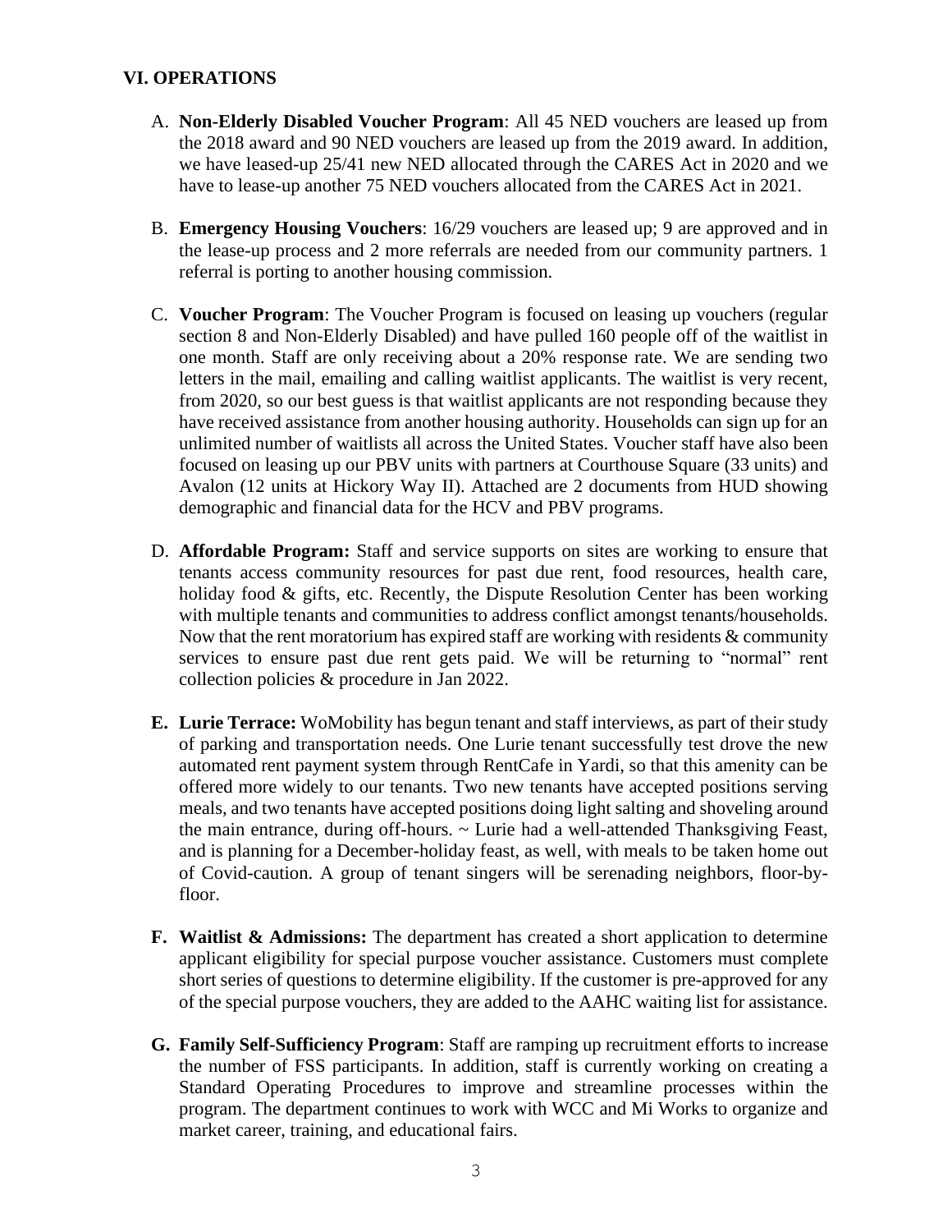## VI. OPERATIONS

A. **Non-Elderly Disabled Voucher Program**: All 45 NED vouchers are leased up from the 2018 award and 90 NED vouchers are leased up from the 2019 award. In addition, we have leased-up 25/41 new NED allocated through the CARES Act in 2020 and we have to lease-up another 75 NED vouchers allocated from the CARES Act in 2021.

B. **Emergency Housing Vouchers**: 16/29 vouchers are leased up; 9 are approved and in the lease-up process and 2 more referrals are needed from our community partners. 1 referral is porting to another housing commission.

C. **Voucher Program**: The Voucher Program is focused on leasing up vouchers (regular section 8 and Non-Elderly Disabled) and have pulled 160 people off of the waitlist in one month. Staff are only receiving about a 20% response rate. We are sending two letters in the mail, emailing and calling waitlist applicants. The waitlist is very recent, from 2020, so our best guess is that waitlist applicants are not responding because they have received assistance from another housing authority. Households can sign up for an unlimited number of waitlists all across the United States. Voucher staff have also been focused on leasing up our PBV units with partners at Courthouse Square (33 units) and Avalon (12 units at Hickory Way II). Attached are 2 documents from HUD showing demographic and financial data for the HCV and PBV programs.

D. **Affordable Program:** Staff and service supports on sites are working to ensure that tenants access community resources for past due rent, food resources, health care, holiday food & gifts, etc. Recently, the Dispute Resolution Center has been working with multiple tenants and communities to address conflict amongst tenants/households. Now that the rent moratorium has expired staff are working with residents & community services to ensure past due rent gets paid. We will be returning to "normal" rent collection policies & procedure in Jan 2022.

**E. Lurie Terrace:** WoMobility has begun tenant and staff interviews, as part of their study of parking and transportation needs. One Lurie tenant successfully test drove the new automated rent payment system through RentCafe in Yardi, so that this amenity can be offered more widely to our tenants. Two new tenants have accepted positions serving meals, and two tenants have accepted positions doing light salting and shoveling around the main entrance, during off-hours. ~ Lurie had a well-attended Thanksgiving Feast, and is planning for a December-holiday feast, as well, with meals to be taken home out of Covid-caution. A group of tenant singers will be serenading neighbors, floor-by-floor.

**F. Waitlist & Admissions:** The department has created a short application to determine applicant eligibility for special purpose voucher assistance. Customers must complete short series of questions to determine eligibility. If the customer is pre-approved for any of the special purpose vouchers, they are added to the AAHC waiting list for assistance.

**G. Family Self-Sufficiency Program**: Staff are ramping up recruitment efforts to increase the number of FSS participants. In addition, staff is currently working on creating a Standard Operating Procedures to improve and streamline processes within the program. The department continues to work with WCC and Mi Works to organize and market career, training, and educational fairs.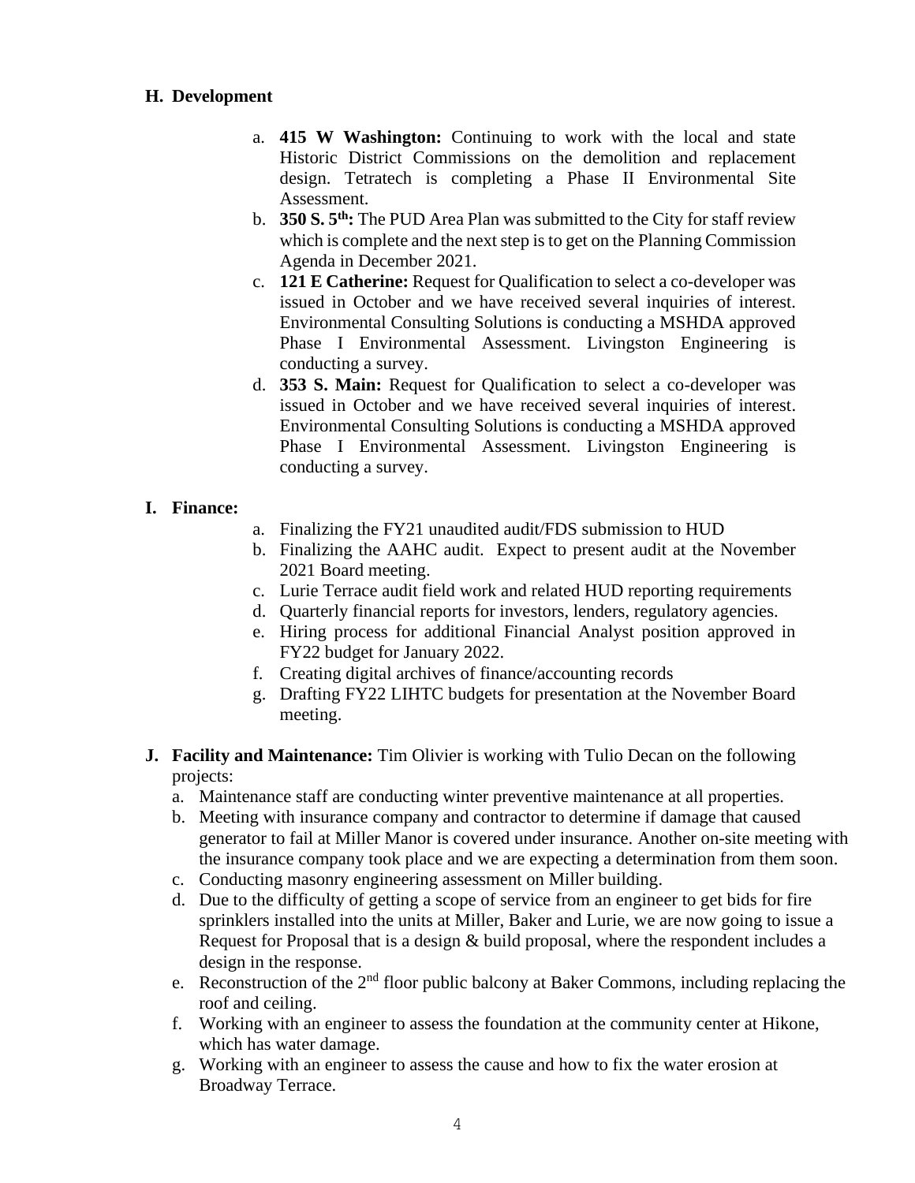## H. Development

a. **415 W Washington:** Continuing to work with the local and state Historic District Commissions on the demolition and replacement design. Tetratech is completing a Phase II Environmental Site Assessment.

b. **350 S. 5th:** The PUD Area Plan was submitted to the City for staff review which is complete and the next step is to get on the Planning Commission Agenda in December 2021.

c. **121 E Catherine:** Request for Qualification to select a co-developer was issued in October and we have received several inquiries of interest. Environmental Consulting Solutions is conducting a MSHDA approved Phase I Environmental Assessment. Livingston Engineering is conducting a survey.

d. **353 S. Main:** Request for Qualification to select a co-developer was issued in October and we have received several inquiries of interest. Environmental Consulting Solutions is conducting a MSHDA approved Phase I Environmental Assessment. Livingston Engineering is conducting a survey.

## I. Finance:

a. Finalizing the FY21 unaudited audit/FDS submission to HUD
b. Finalizing the AAHC audit. Expect to present audit at the November 2021 Board meeting.
c. Lurie Terrace audit field work and related HUD reporting requirements
d. Quarterly financial reports for investors, lenders, regulatory agencies.
e. Hiring process for additional Financial Analyst position approved in FY22 budget for January 2022.
f. Creating digital archives of finance/accounting records
g. Drafting FY22 LIHTC budgets for presentation at the November Board meeting.

## J. Facility and Maintenance:

Tim Olivier is working with Tulio Decan on the following projects:

a. Maintenance staff are conducting winter preventive maintenance at all properties.
b. Meeting with insurance company and contractor to determine if damage that caused generator to fail at Miller Manor is covered under insurance. Another on-site meeting with the insurance company took place and we are expecting a determination from them soon.
c. Conducting masonry engineering assessment on Miller building.
d. Due to the difficulty of getting a scope of service from an engineer to get bids for fire sprinklers installed into the units at Miller, Baker and Lurie, we are now going to issue a Request for Proposal that is a design & build proposal, where the respondent includes a design in the response.
e. Reconstruction of the 2nd floor public balcony at Baker Commons, including replacing the roof and ceiling.
f. Working with an engineer to assess the foundation at the community center at Hikone, which has water damage.
g. Working with an engineer to assess the cause and how to fix the water erosion at Broadway Terrace.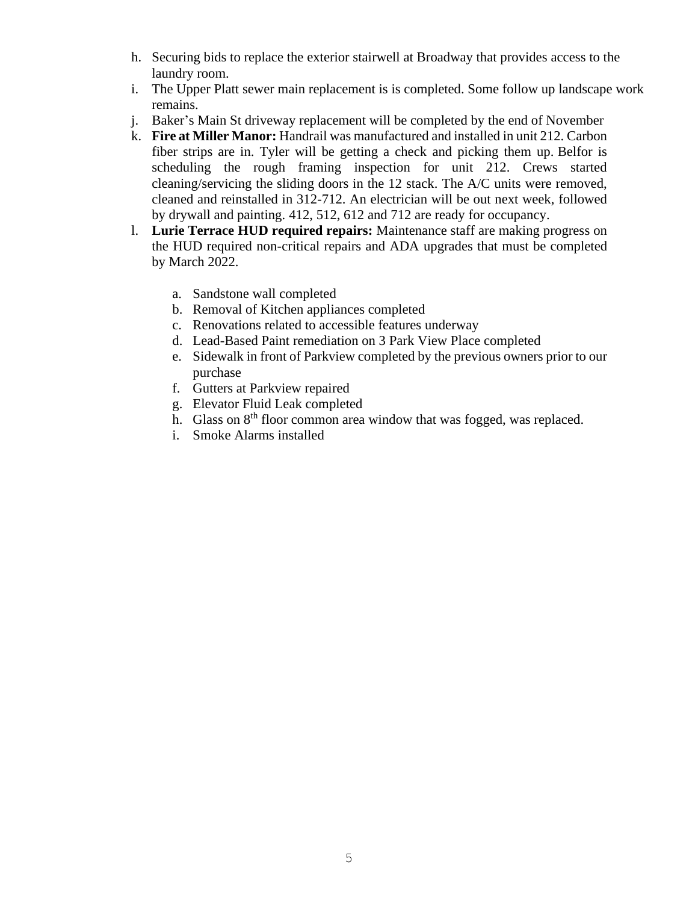h. Securing bids to replace the exterior stairwell at Broadway that provides access to the laundry room.
i. The Upper Platt sewer main replacement is is completed. Some follow up landscape work remains.
j. Baker's Main St driveway replacement will be completed by the end of November
k. **Fire at Miller Manor:** Handrail was manufactured and installed in unit 212. Carbon fiber strips are in. Tyler will be getting a check and picking them up. Belfor is scheduling the rough framing inspection for unit 212. Crews started cleaning/servicing the sliding doors in the 12 stack. The A/C units were removed, cleaned and reinstalled in 312-712. An electrician will be out next week, followed by drywall and painting. 412, 512, 612 and 712 are ready for occupancy.
l. **Lurie Terrace HUD required repairs:** Maintenance staff are making progress on the HUD required non-critical repairs and ADA upgrades that must be completed by March 2022.

    a. Sandstone wall completed
    b. Removal of Kitchen appliances completed
    c. Renovations related to accessible features underway
    d. Lead-Based Paint remediation on 3 Park View Place completed
    e. Sidewalk in front of Parkview completed by the previous owners prior to our purchase
    f. Gutters at Parkview repaired
    g. Elevator Fluid Leak completed
    h. Glass on 8th floor common area window that was fogged, was replaced.
    i. Smoke Alarms installed